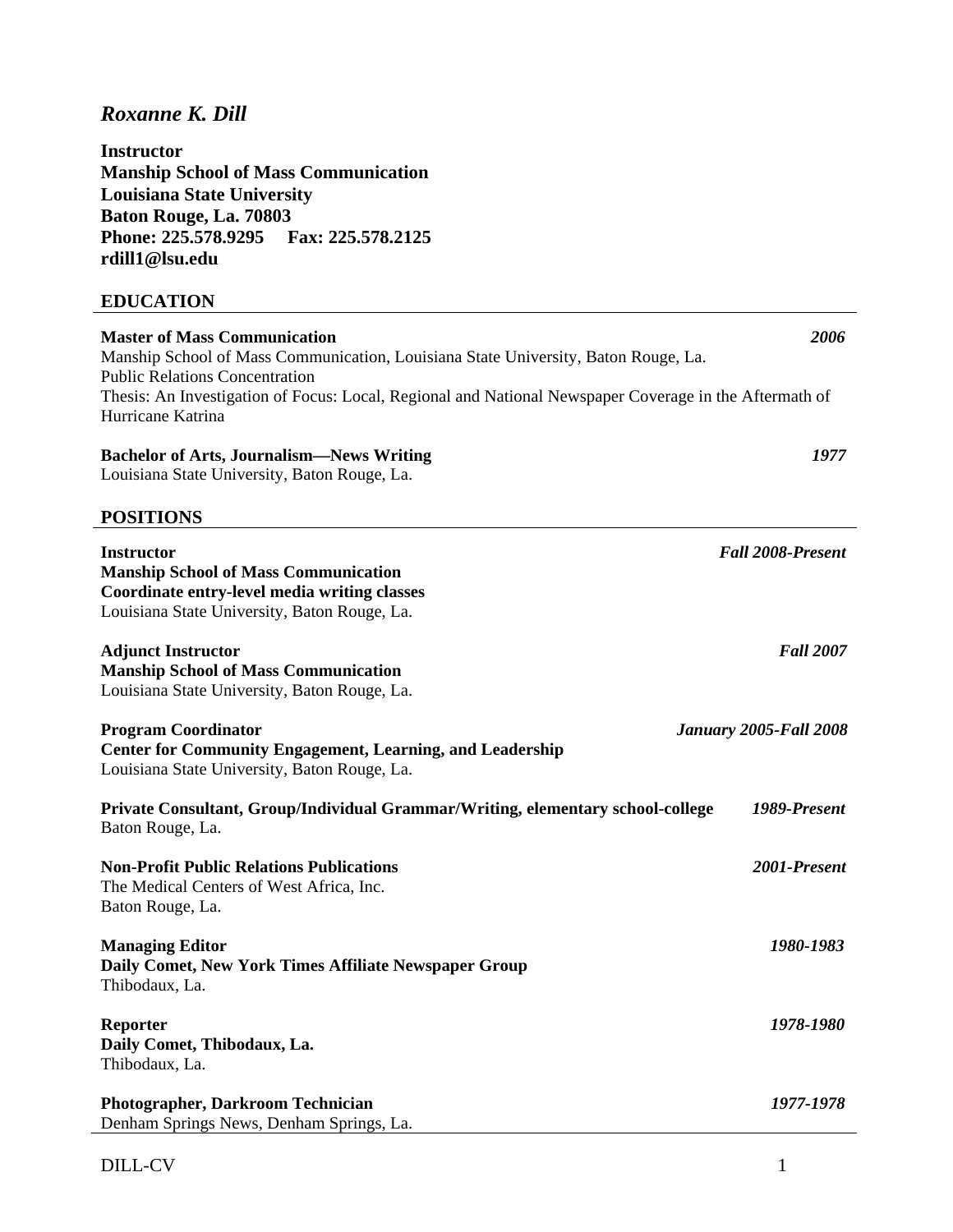# *Roxanne K. Dill*

**Instructor**
**Manship School of Mass Communication**
**Louisiana State University**
**Baton Rouge, La. 70803**
**Phone: 225.578.9295    Fax: 225.578.2125**
**rdill1@lsu.edu**

## EDUCATION

**Master of Mass Communication** *2006*
Manship School of Mass Communication, Louisiana State University, Baton Rouge, La.
Public Relations Concentration
Thesis: An Investigation of Focus: Local, Regional and National Newspaper Coverage in the Aftermath of Hurricane Katrina

**Bachelor of Arts, Journalism—News Writing** *1977*
Louisiana State University, Baton Rouge, La.

## POSITIONS

**Instructor** *Fall 2008-Present*
**Manship School of Mass Communication**
**Coordinate entry-level media writing classes**
Louisiana State University, Baton Rouge, La.

**Adjunct Instructor** *Fall 2007*
**Manship School of Mass Communication**
Louisiana State University, Baton Rouge, La.

**Program Coordinator** *January 2005-Fall 2008*
**Center for Community Engagement, Learning, and Leadership**
Louisiana State University, Baton Rouge, La.

**Private Consultant, Group/Individual Grammar/Writing, elementary school-college** *1989-Present*
Baton Rouge, La.

**Non-Profit Public Relations Publications** *2001-Present*
The Medical Centers of West Africa, Inc.
Baton Rouge, La.

**Managing Editor** *1980-1983*
**Daily Comet, New York Times Affiliate Newspaper Group**
Thibodaux, La.

**Reporter** *1978-1980*
**Daily Comet, Thibodaux, La.**
Thibodaux, La.

**Photographer, Darkroom Technician** *1977-1978*
Denham Springs News, Denham Springs, La.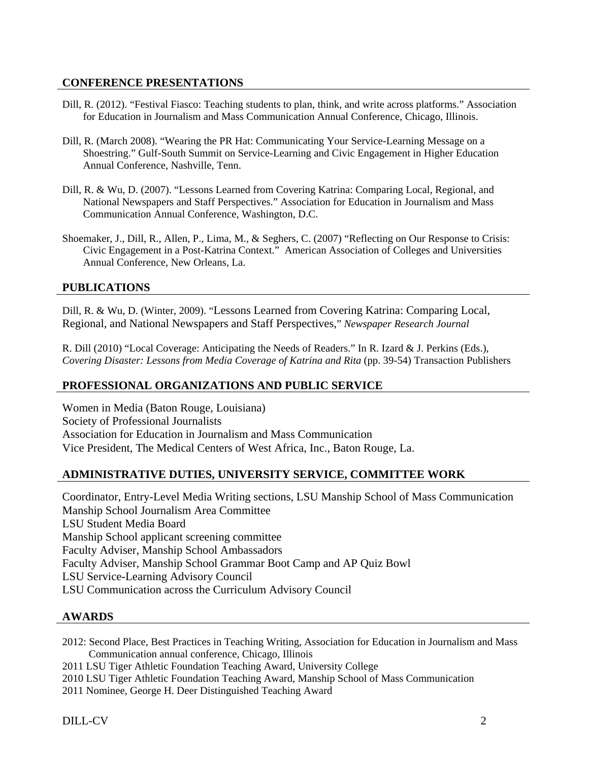## CONFERENCE PRESENTATIONS

Dill, R. (2012). “Festival Fiasco: Teaching students to plan, think, and write across platforms.” Association for Education in Journalism and Mass Communication Annual Conference, Chicago, Illinois.

Dill, R. (March 2008). “Wearing the PR Hat: Communicating Your Service-Learning Message on a Shoestring.” Gulf-South Summit on Service-Learning and Civic Engagement in Higher Education Annual Conference, Nashville, Tenn.

Dill, R. & Wu, D. (2007). “Lessons Learned from Covering Katrina: Comparing Local, Regional, and National Newspapers and Staff Perspectives.” Association for Education in Journalism and Mass Communication Annual Conference, Washington, D.C.

Shoemaker, J., Dill, R., Allen, P., Lima, M., & Seghers, C. (2007) “Reflecting on Our Response to Crisis: Civic Engagement in a Post-Katrina Context.” American Association of Colleges and Universities Annual Conference, New Orleans, La.

## PUBLICATIONS

Dill, R. & Wu, D. (Winter, 2009). “Lessons Learned from Covering Katrina: Comparing Local, Regional, and National Newspapers and Staff Perspectives,” *Newspaper Research Journal*

R. Dill (2010) “Local Coverage: Anticipating the Needs of Readers.” In R. Izard & J. Perkins (Eds.), *Covering Disaster: Lessons from Media Coverage of Katrina and Rita* (pp. 39-54) Transaction Publishers

## PROFESSIONAL ORGANIZATIONS AND PUBLIC SERVICE

Women in Media (Baton Rouge, Louisiana)
Society of Professional Journalists
Association for Education in Journalism and Mass Communication
Vice President, The Medical Centers of West Africa, Inc., Baton Rouge, La.

## ADMINISTRATIVE DUTIES, UNIVERSITY SERVICE, COMMITTEE WORK

Coordinator, Entry-Level Media Writing sections, LSU Manship School of Mass Communication
Manship School Journalism Area Committee
LSU Student Media Board
Manship School applicant screening committee
Faculty Adviser, Manship School Ambassadors
Faculty Adviser, Manship School Grammar Boot Camp and AP Quiz Bowl
LSU Service-Learning Advisory Council
LSU Communication across the Curriculum Advisory Council

## AWARDS

2012: Second Place, Best Practices in Teaching Writing, Association for Education in Journalism and Mass Communication annual conference, Chicago, Illinois
2011 LSU Tiger Athletic Foundation Teaching Award, University College
2010 LSU Tiger Athletic Foundation Teaching Award, Manship School of Mass Communication
2011 Nominee, George H. Deer Distinguished Teaching Award